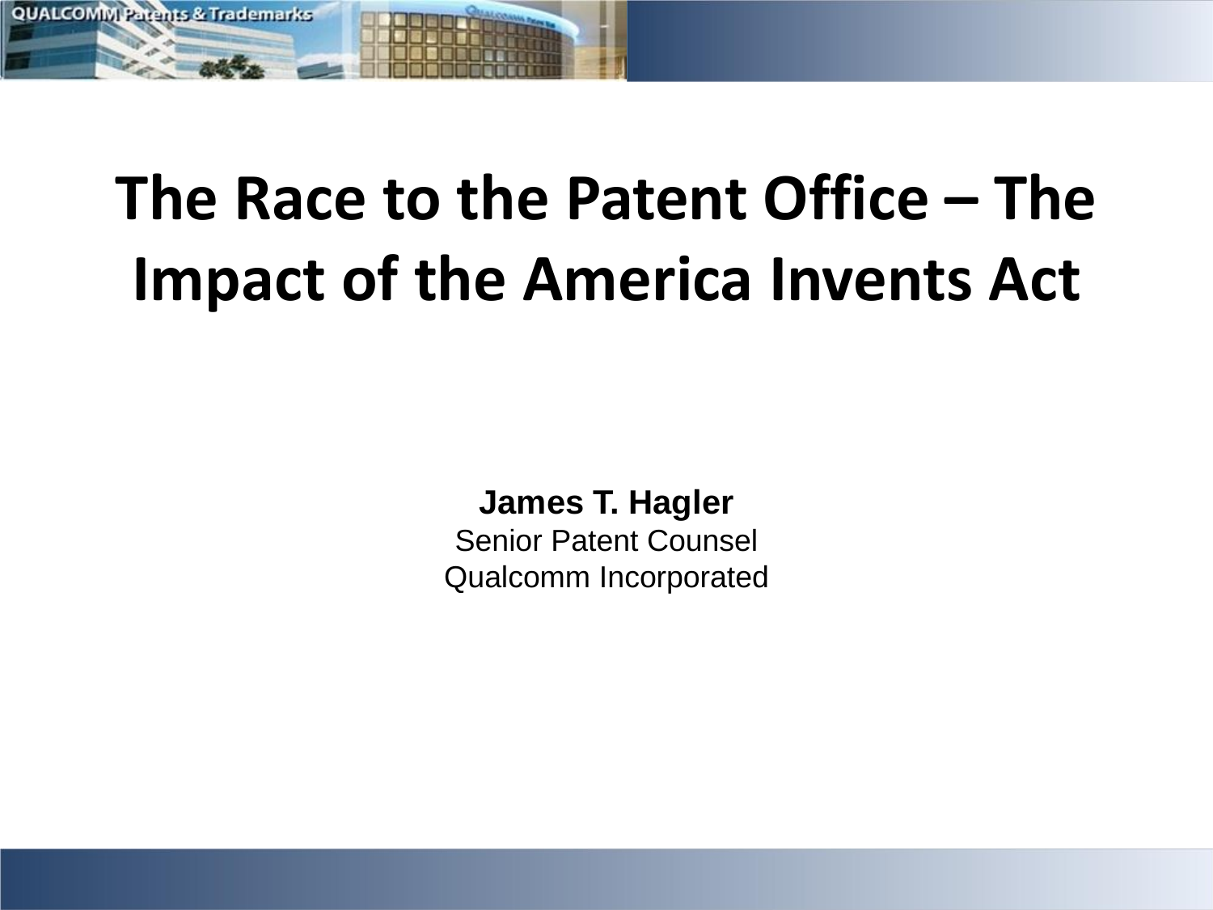# The Race to the Patent Office – The Impact of the America Invents Act

**James T. Hagler**
Senior Patent Counsel
Qualcomm Incorporated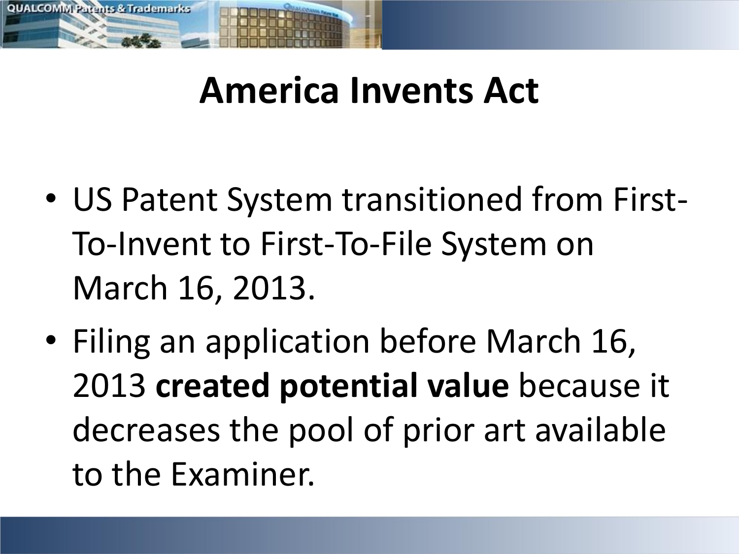# America Invents Act

- US Patent System transitioned from First-To-Invent to First-To-File System on March 16, 2013.
- Filing an application before March 16, 2013 **created potential value** because it decreases the pool of prior art available to the Examiner.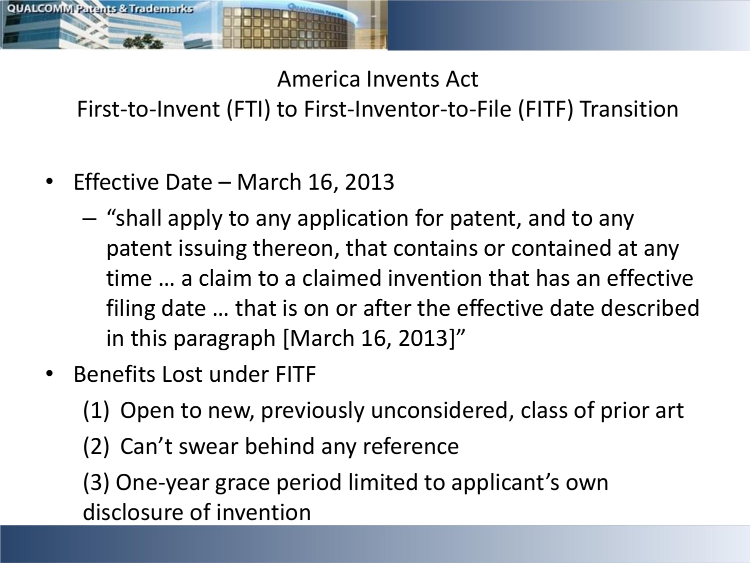# America Invents Act
## First-to-Invent (FTI) to First-Inventor-to-File (FITF) Transition

- Effective Date – March 16, 2013
  - "shall apply to any application for patent, and to any patent issuing thereon, that contains or contained at any time … a claim to a claimed invention that has an effective filing date … that is on or after the effective date described in this paragraph [March 16, 2013]"
- Benefits Lost under FITF

  (1) Open to new, previously unconsidered, class of prior art

  (2) Can't swear behind any reference

  (3) One-year grace period limited to applicant's own disclosure of invention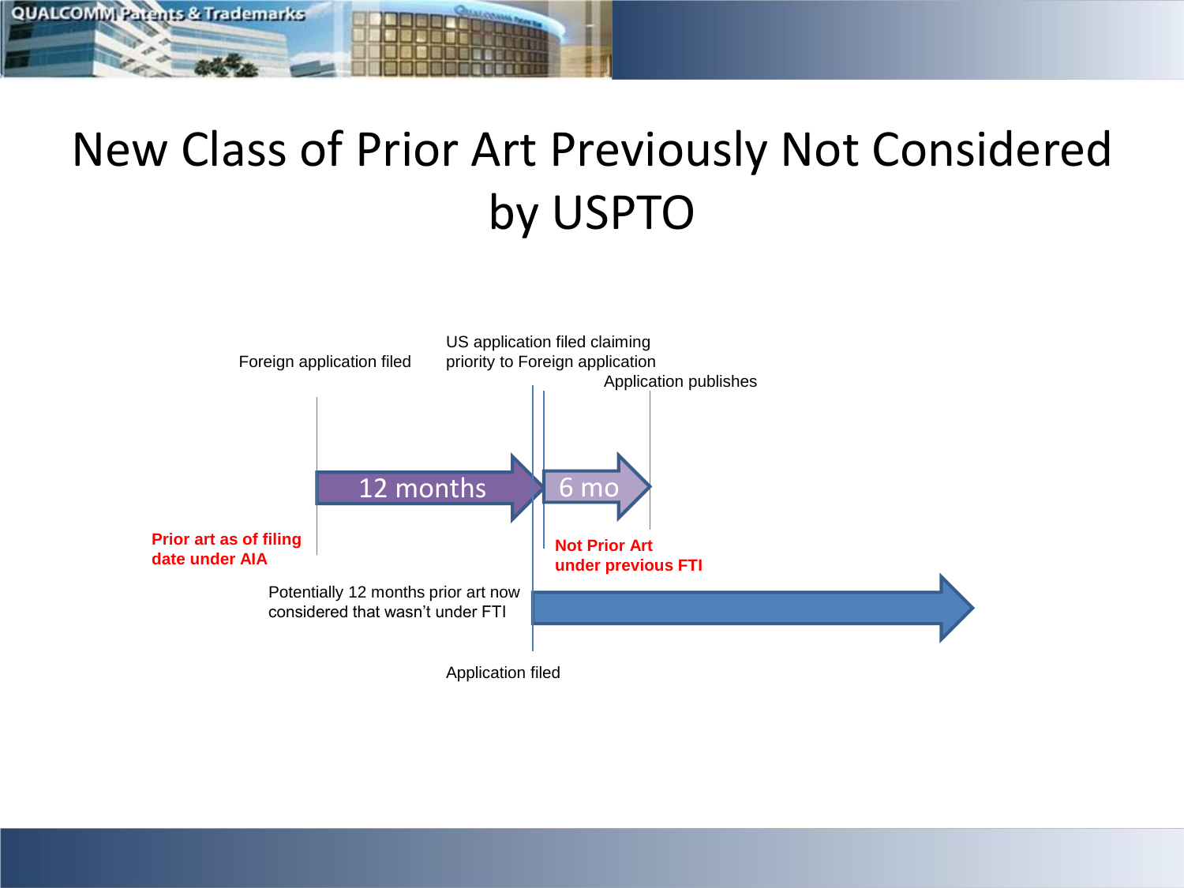# New Class of Prior Art Previously Not Considered by USPTO

Foreign application filed

US application filed claiming priority to Foreign application

Application publishes

12 months

6 mo

**Prior art as of filing date under AIA**

**Not Prior Art under previous FTI**

Potentially 12 months prior art now considered that wasn't under FTI

Application filed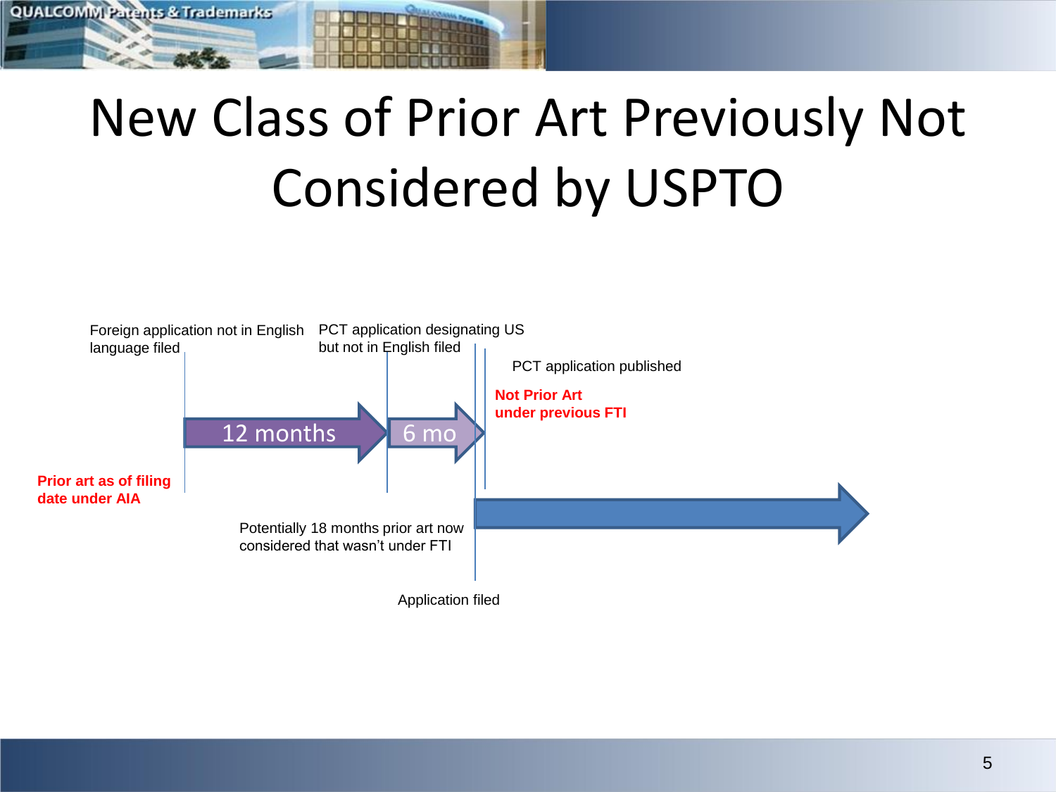# New Class of Prior Art Previously Not Considered by USPTO

Foreign application not in English language filed

PCT application designating US but not in English filed

PCT application published

**Not Prior Art under previous FTI**

12 months

6 mo

**Prior art as of filing date under AIA**

Potentially 18 months prior art now considered that wasn't under FTI

Application filed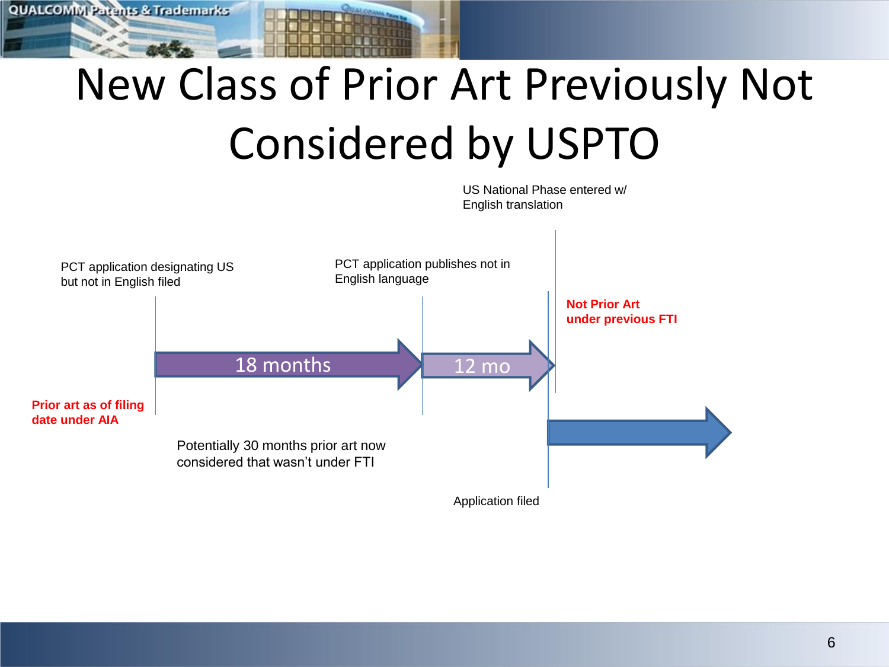# New Class of Prior Art Previously Not Considered by USPTO

US National Phase entered w/ English translation

PCT application designating US but not in English filed

PCT application publishes not in English language

**Not Prior Art under previous FTI**

18 months

12 mo

**Prior art as of filing date under AIA**

Potentially 30 months prior art now considered that wasn't under FTI

Application filed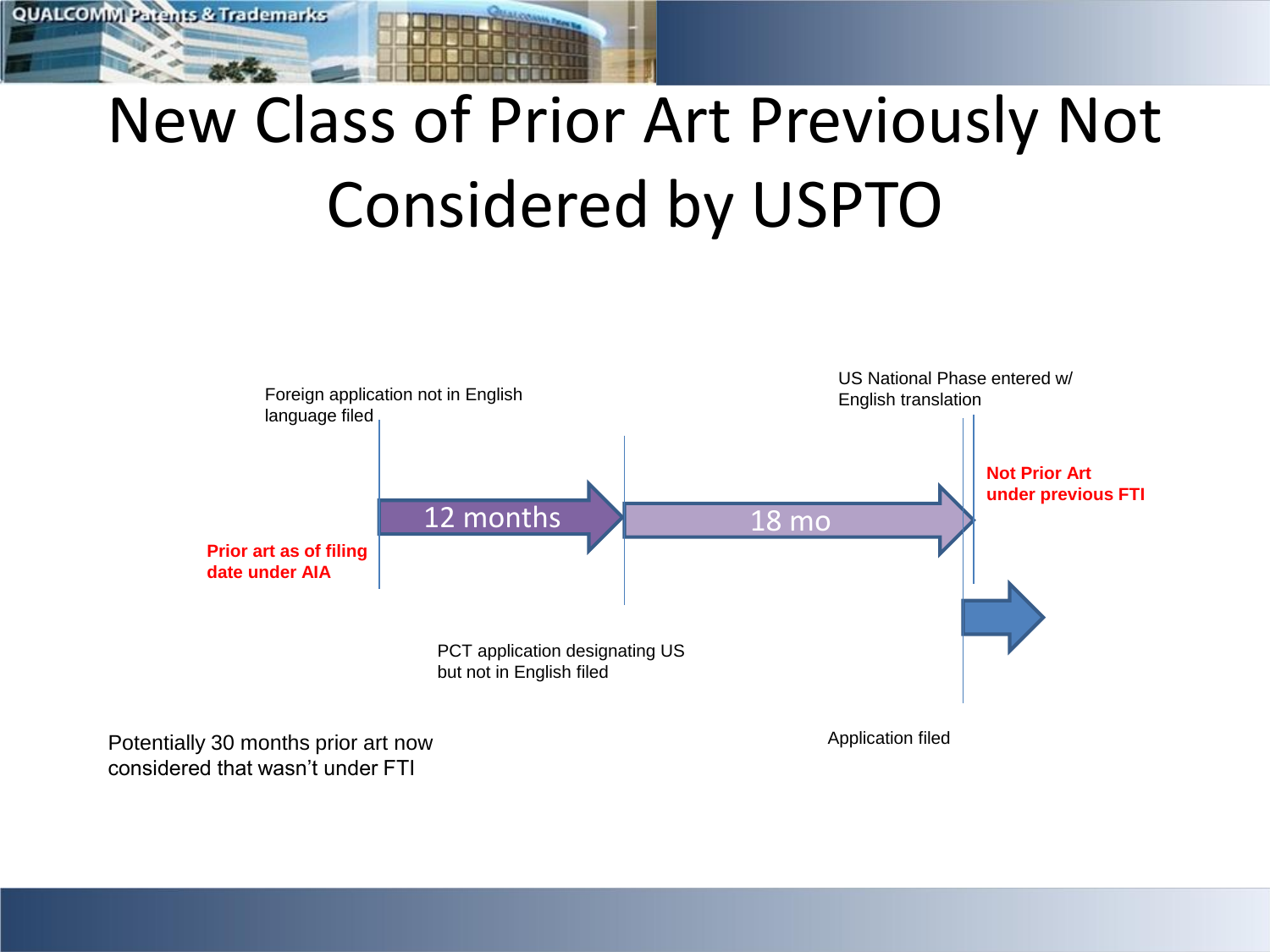# New Class of Prior Art Previously Not Considered by USPTO

Foreign application not in English language filed

Prior art as of filing date under AIA

12 months

PCT application designating US but not in English filed

18 mo

US National Phase entered w/ English translation

Not Prior Art under previous FTI

Application filed

Potentially 30 months prior art now considered that wasn't under FTI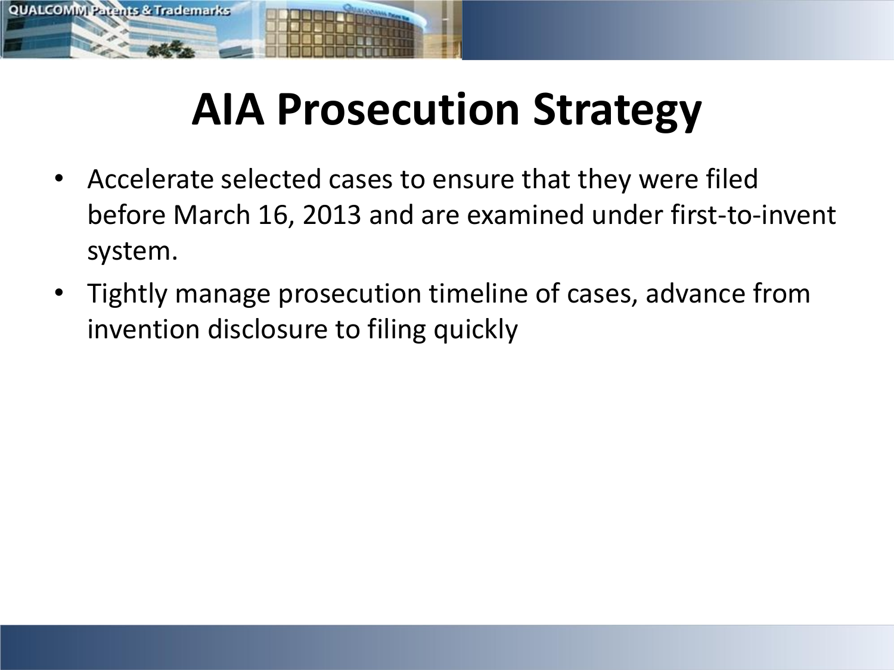# AIA Prosecution Strategy

- Accelerate selected cases to ensure that they were filed before March 16, 2013 and are examined under first-to-invent system.
- Tightly manage prosecution timeline of cases, advance from invention disclosure to filing quickly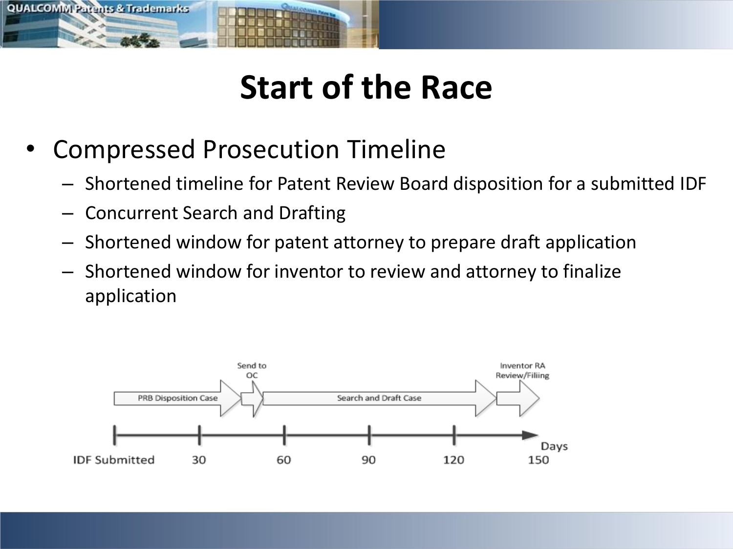# Start of the Race

- Compressed Prosecution Timeline
  - Shortened timeline for Patent Review Board disposition for a submitted IDF
  - Concurrent Search and Drafting
  - Shortened window for patent attorney to prepare draft application
  - Shortened window for inventor to review and attorney to finalize application

PRB Disposition Case → Send to OC → Search and Draft Case → Inventor RA Review/Filing

IDF Submitted | 30 | 60 | 90 | 120 | 150 Days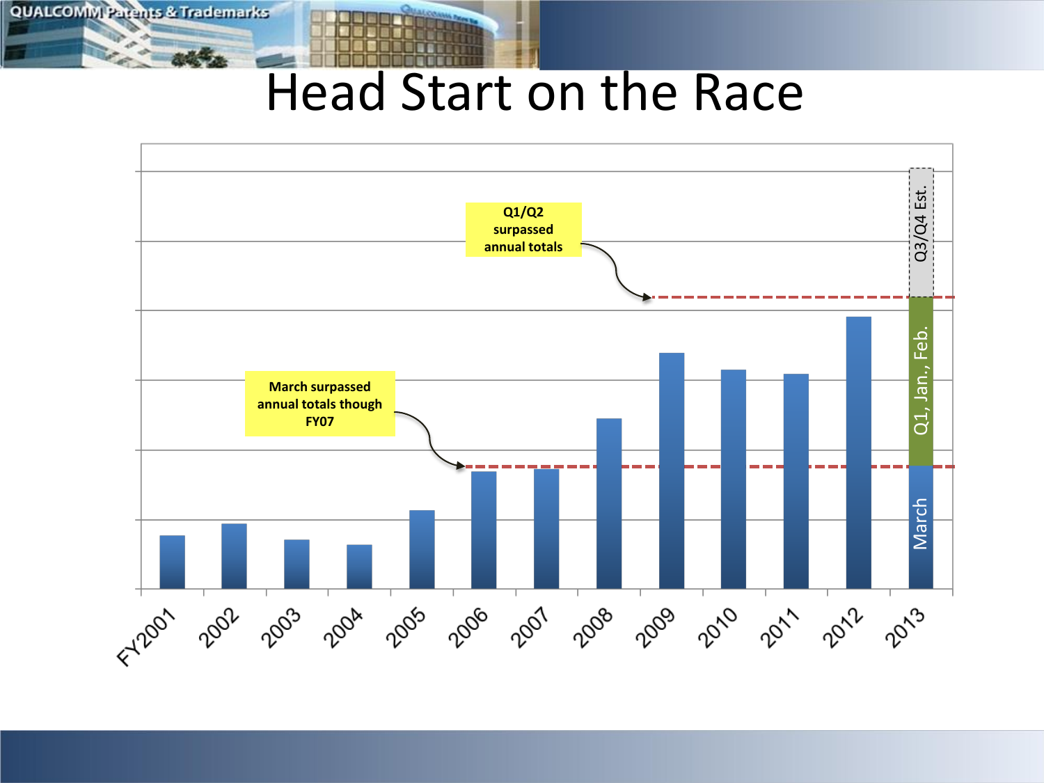# Head Start on the Race

March surpassed annual totals though FY07

Q1/Q2 surpassed annual totals

FY2001 2002 2003 2004 2005 2006 2007 2008 2009 2010 2011 2012 2013

March

Q1, Jan., Feb.

Q3/Q4 Est.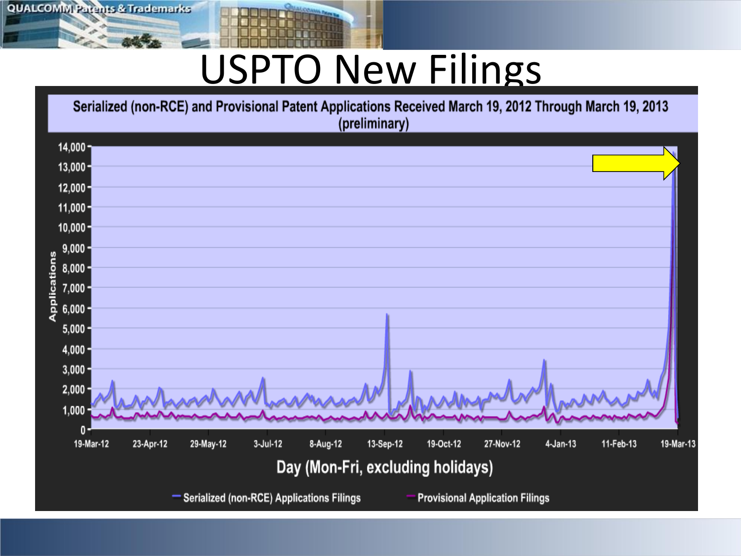# USPTO New Filings

**Serialized (non-RCE) and Provisional Patent Applications Received March 19, 2012 Through March 19, 2013 (preliminary)**

Applications: 0 – 14,000

Day (Mon-Fri, excluding holidays): 19-Mar-12, 23-Apr-12, 29-May-12, 3-Jul-12, 8-Aug-12, 13-Sep-12, 19-Oct-12, 27-Nov-12, 4-Jan-13, 11-Feb-13, 19-Mar-13

Serialized (non-RCE) Applications Filings — Provisional Application Filings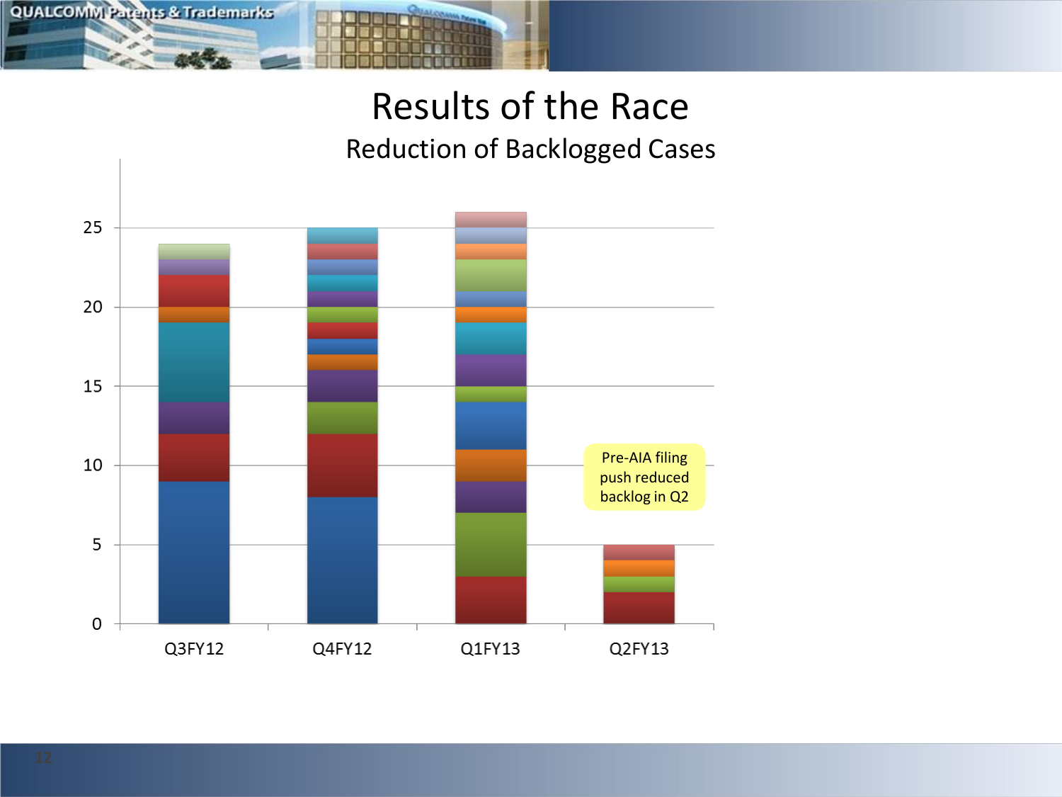# Results of the Race

## Reduction of Backlogged Cases

| Quarter | Backlogged Cases |
|---|---|
| Q3FY12 | 24 |
| Q4FY12 | 25 |
| Q1FY13 | 26 |
| Q2FY13 | 5 |

Pre-AIA filing push reduced backlog in Q2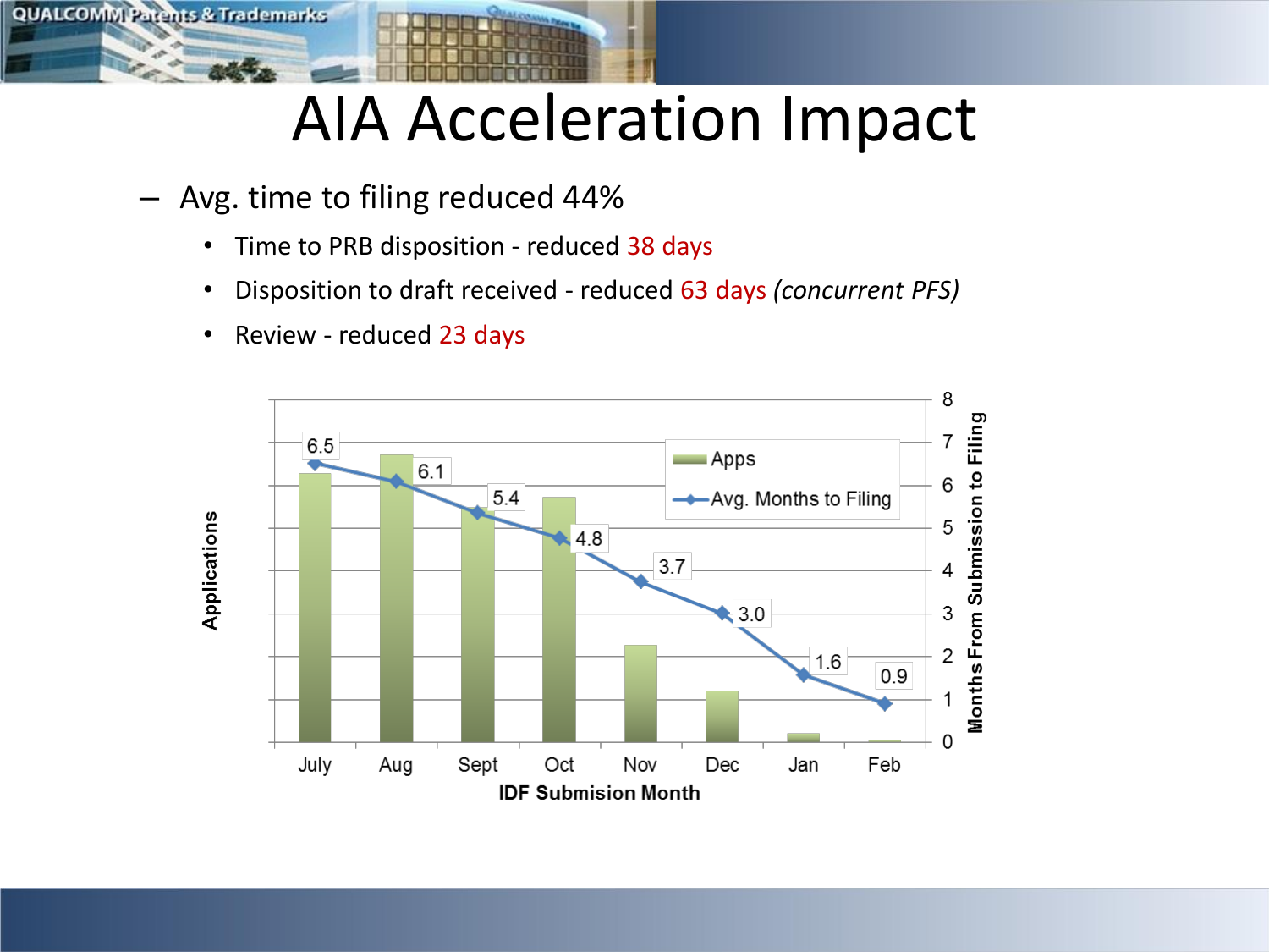# AIA Acceleration Impact

– Avg. time to filing reduced 44%
  - Time to PRB disposition - reduced 38 days
  - Disposition to draft received - reduced 63 days *(concurrent PFS)*
  - Review - reduced 23 days

Applications

Months From Submission to Filing

0
1
2
3
4
5
6
7
8

Apps

Avg. Months to Filing

6.5
6.1
5.4
4.8
3.7
3.0
1.6
0.9

July
Aug
Sept
Oct
Nov
Dec
Jan
Feb

IDF Submision Month